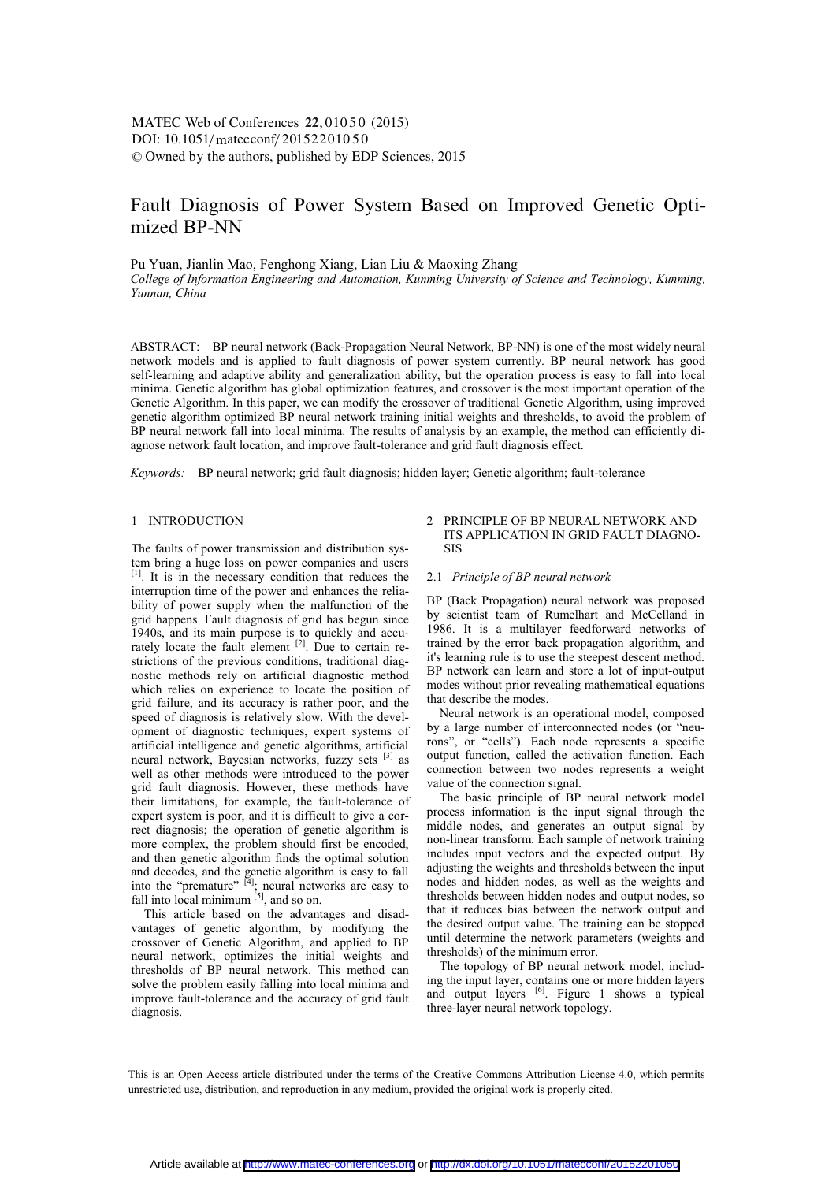# Fault Diagnosis of Power System Based on Improved Genetic Optimized BP-NN

Pu Yuan, Jianlin Mao, Fenghong Xiang, Lian Liu & Maoxing Zhang

*College of Information Engineering and Automation, Kunming University of Science and Technology, Kunming, Yunnan, China*

ABSTRACT: BP neural network (Back-Propagation Neural Network, BP-NN) is one of the most widely neural network models and is applied to fault diagnosis of power system currently. BP neural network has good self-learning and adaptive ability and generalization ability, but the operation process is easy to fall into local minima. Genetic algorithm has global optimization features, and crossover is the most important operation of the Genetic Algorithm. In this paper, we can modify the crossover of traditional Genetic Algorithm, using improved genetic algorithm optimized BP neural network training initial weights and thresholds, to avoid the problem of BP neural network fall into local minima. The results of analysis by an example, the method can efficiently diagnose network fault location, and improve fault-tolerance and grid fault diagnosis effect.

*Keywords:* BP neural network; grid fault diagnosis; hidden layer; Genetic algorithm; fault-tolerance

## 1 INTRODUCTION

The faults of power transmission and distribution system bring a huge loss on power companies and users [1]. It is in the necessary condition that reduces the interruption time of the power and enhances the reliability of power supply when the malfunction of the grid happens. Fault diagnosis of grid has begun since 1940s, and its main purpose is to quickly and accurately locate the fault element [2]. Due to certain restrictions of the previous conditions, traditional diagnostic methods rely on artificial diagnostic method which relies on experience to locate the position of grid failure, and its accuracy is rather poor, and the speed of diagnosis is relatively slow. With the development of diagnostic techniques, expert systems of artificial intelligence and genetic algorithms, artificial neural network, Bayesian networks, fuzzy sets [3] as well as other methods were introduced to the power grid fault diagnosis. However, these methods have their limitations, for example, the fault-tolerance of expert system is poor, and it is difficult to give a correct diagnosis; the operation of genetic algorithm is more complex, the problem should first be encoded, and then genetic algorithm finds the optimal solution and decodes, and the genetic algorithm is easy to fall into the "premature" [4]; neural networks are easy to fall into local minimum [5], and so on.

This article based on the advantages and disadvantages of genetic algorithm, by modifying the crossover of Genetic Algorithm, and applied to BP neural network, optimizes the initial weights and thresholds of BP neural network. This method can solve the problem easily falling into local minima and improve fault-tolerance and the accuracy of grid fault diagnosis.

## 2 PRINCIPLE OF BP NEURAL NETWORK AND ITS APPLICATION IN GRID FAULT DIAGNOSIS

### 2.1 *Principle of BP neural network*

BP (Back Propagation) neural network was proposed by scientist team of Rumelhart and McCelland in 1986. It is a multilayer feedforward networks of trained by the error back propagation algorithm, and it's learning rule is to use the steepest descent method. BP network can learn and store a lot of input-output modes without prior revealing mathematical equations that describe the modes.

Neural network is an operational model, composed by a large number of interconnected nodes (or "neurons", or "cells"). Each node represents a specific output function, called the activation function. Each connection between two nodes represents a weight value of the connection signal.

The basic principle of BP neural network model process information is the input signal through the middle nodes, and generates an output signal by non-linear transform. Each sample of network training includes input vectors and the expected output. By adjusting the weights and thresholds between the input nodes and hidden nodes, as well as the weights and thresholds between hidden nodes and output nodes, so that it reduces bias between the network output and the desired output value. The training can be stopped until determine the network parameters (weights and thresholds) of the minimum error.

The topology of BP neural network model, including the input layer, contains one or more hidden layers and output layers [6]. Figure 1 shows a typical three-layer neural network topology.

This is an Open Access article distributed under the terms of the Creative Commons Attribution License 4.0, which permits unrestricted use, distribution, and reproduction in any medium, provided the original work is properly cited.

Article available at http://www.matec-conferences.org or http://dx.doi.org/10.1051/matecconf/20152201050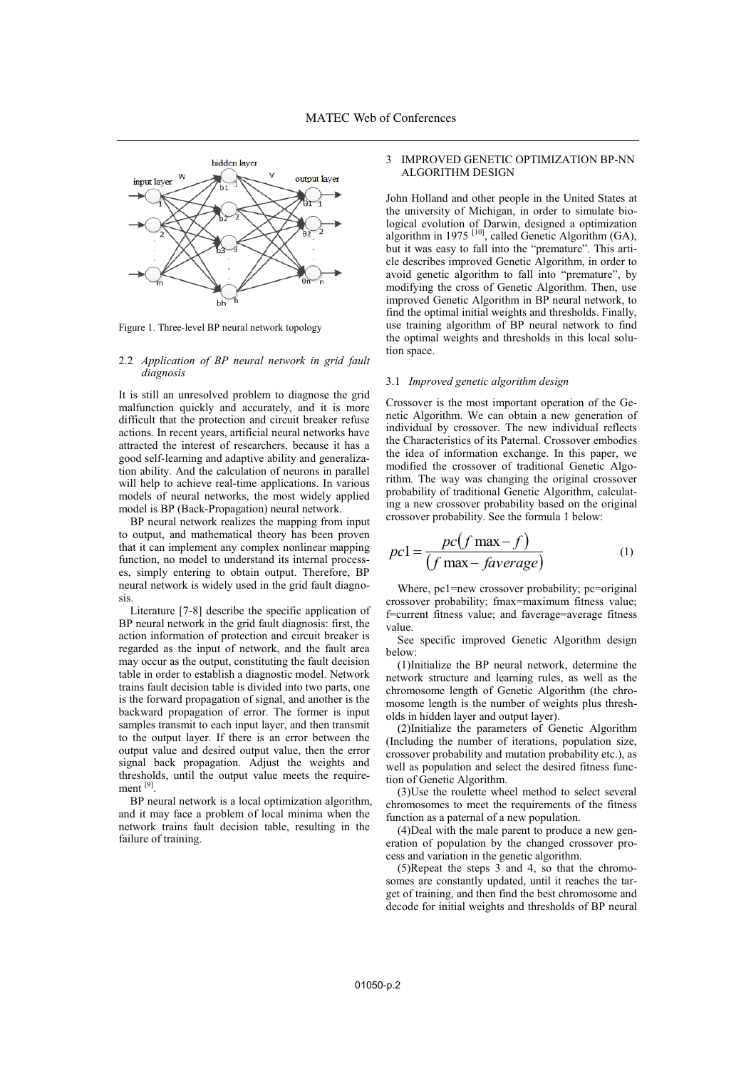Figure 1. Three-level BP neural network topology

### 2.2 *Application of BP neural network in grid fault diagnosis*

It is still an unresolved problem to diagnose the grid malfunction quickly and accurately, and it is more difficult that the protection and circuit breaker refuse actions. In recent years, artificial neural networks have attracted the interest of researchers, because it has a good self-learning and adaptive ability and generalization ability. And the calculation of neurons in parallel will help to achieve real-time applications. In various models of neural networks, the most widely applied model is BP (Back-Propagation) neural network.

BP neural network realizes the mapping from input to output, and mathematical theory has been proven that it can implement any complex nonlinear mapping function, no model to understand its internal processes, simply entering to obtain output. Therefore, BP neural network is widely used in the grid fault diagnosis.

Literature [7-8] describe the specific application of BP neural network in the grid fault diagnosis: first, the action information of protection and circuit breaker is regarded as the input of network, and the fault area may occur as the output, constituting the fault decision table in order to establish a diagnostic model. Network trains fault decision table is divided into two parts, one is the forward propagation of signal, and another is the backward propagation of error. The former is input samples transmit to each input layer, and then transmit to the output layer. If there is an error between the output value and desired output value, then the error signal back propagation. Adjust the weights and thresholds, until the output value meets the requirement [9].

BP neural network is a local optimization algorithm, and it may face a problem of local minima when the network trains fault decision table, resulting in the failure of training.

## 3 IMPROVED GENETIC OPTIMIZATION BP-NN ALGORITHM DESIGN

John Holland and other people in the United States at the university of Michigan, in order to simulate biological evolution of Darwin, designed a optimization algorithm in 1975 [10], called Genetic Algorithm (GA), but it was easy to fall into the "premature". This article describes improved Genetic Algorithm, in order to avoid genetic algorithm to fall into "premature", by modifying the cross of Genetic Algorithm. Then, use improved Genetic Algorithm in BP neural network, to find the optimal initial weights and thresholds. Finally, use training algorithm of BP neural network to find the optimal weights and thresholds in this local solution space.

### 3.1 *Improved genetic algorithm design*

Crossover is the most important operation of the Genetic Algorithm. We can obtain a new generation of individual by crossover. The new individual reflects the Characteristics of its Paternal. Crossover embodies the idea of information exchange. In this paper, we modified the crossover of traditional Genetic Algorithm. The way was changing the original crossover probability of traditional Genetic Algorithm, calculating a new crossover probability based on the original crossover probability. See the formula 1 below:

$$pc1 = \frac{pc(f\max - f)}{(f\max - faverage)} \tag{1}$$

Where, pc1=new crossover probability; pc=original crossover probability; fmax=maximum fitness value; f=current fitness value; and faverage=average fitness value.

See specific improved Genetic Algorithm design below:

(1)Initialize the BP neural network, determine the network structure and learning rules, as well as the chromosome length of Genetic Algorithm (the chromosome length is the number of weights plus thresholds in hidden layer and output layer).

(2)Initialize the parameters of Genetic Algorithm (Including the number of iterations, population size, crossover probability and mutation probability etc.), as well as population and select the desired fitness function of Genetic Algorithm.

(3)Use the roulette wheel method to select several chromosomes to meet the requirements of the fitness function as a paternal of a new population.

(4)Deal with the male parent to produce a new generation of population by the changed crossover process and variation in the genetic algorithm.

(5)Repeat the steps 3 and 4, so that the chromosomes are constantly updated, until it reaches the target of training, and then find the best chromosome and decode for initial weights and thresholds of BP neural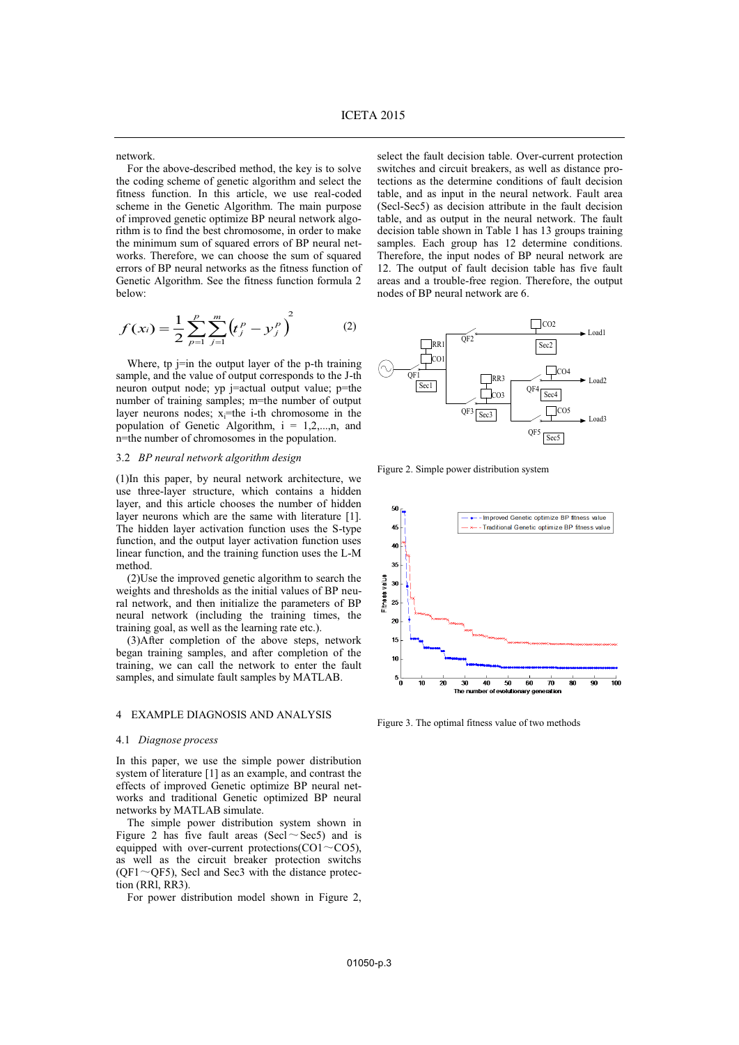network.

For the above-described method, the key is to solve the coding scheme of genetic algorithm and select the fitness function. In this article, we use real-coded scheme in the Genetic Algorithm. The main purpose of improved genetic optimize BP neural network algorithm is to find the best chromosome, in order to make the minimum sum of squared errors of BP neural networks. Therefore, we can choose the sum of squared errors of BP neural networks as the fitness function of Genetic Algorithm. See the fitness function formula 2 below:

$$f(x_i) = \frac{1}{2}\sum_{p=1}^{p}\sum_{j=1}^{m}\left(t_j^p - y_j^p\right)^2 \qquad (2)$$

Where, tp j=in the output layer of the p-th training sample, and the value of output corresponds to the J-th neuron output node; yp j=actual output value; p=the number of training samples; m=the number of output layer neurons nodes; $x_i$=the i-th chromosome in the population of Genetic Algorithm, i = 1,2,...,n, and n=the number of chromosomes in the population.

### 3.2 *BP neural network algorithm design*

(1)In this paper, by neural network architecture, we use three-layer structure, which contains a hidden layer, and this article chooses the number of hidden layer neurons which are the same with literature [1]. The hidden layer activation function uses the S-type function, and the output layer activation function uses linear function, and the training function uses the L-M method.

(2)Use the improved genetic algorithm to search the weights and thresholds as the initial values of BP neural network, and then initialize the parameters of BP neural network (including the training times, the training goal, as well as the learning rate etc.).

(3)After completion of the above steps, network began training samples, and after completion of the training, we can call the network to enter the fault samples, and simulate fault samples by MATLAB.

## 4 EXAMPLE DIAGNOSIS AND ANALYSIS

### 4.1 *Diagnose process*

In this paper, we use the simple power distribution system of literature [1] as an example, and contrast the effects of improved Genetic optimize BP neural networks and traditional Genetic optimized BP neural networks by MATLAB simulate.

The simple power distribution system shown in Figure 2 has five fault areas (Secl～Sec5) and is equipped with over-current protections(CO1～CO5), as well as the circuit breaker protection switchs (QF1～QF5), Secl and Sec3 with the distance protection (RRl, RR3).

For power distribution model shown in Figure 2, select the fault decision table. Over-current protection switches and circuit breakers, as well as distance protections as the determine conditions of fault decision table, and as input in the neural network. Fault area (Secl-Sec5) as decision attribute in the fault decision table, and as output in the neural network. The fault decision table shown in Table 1 has 13 groups training samples. Each group has 12 determine conditions. Therefore, the input nodes of BP neural network are 12. The output of fault decision table has five fault areas and a trouble-free region. Therefore, the output nodes of BP neural network are 6.

Figure 2. Simple power distribution system

Figure 3. The optimal fitness value of two methods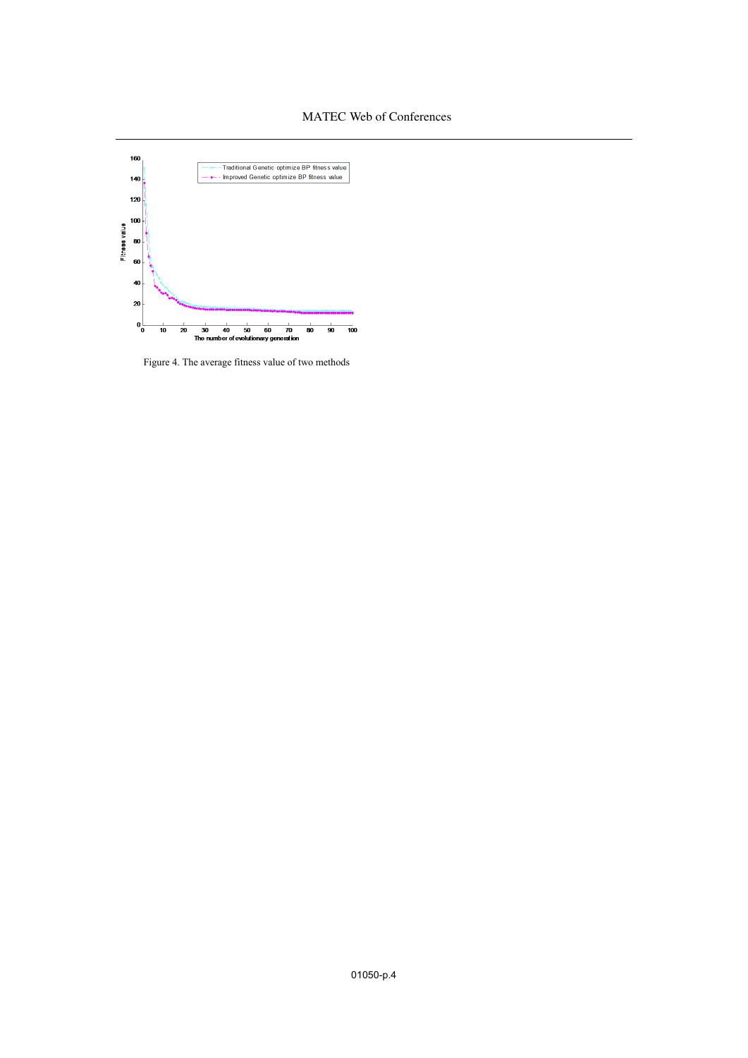Figure 4. The average fitness value of two methods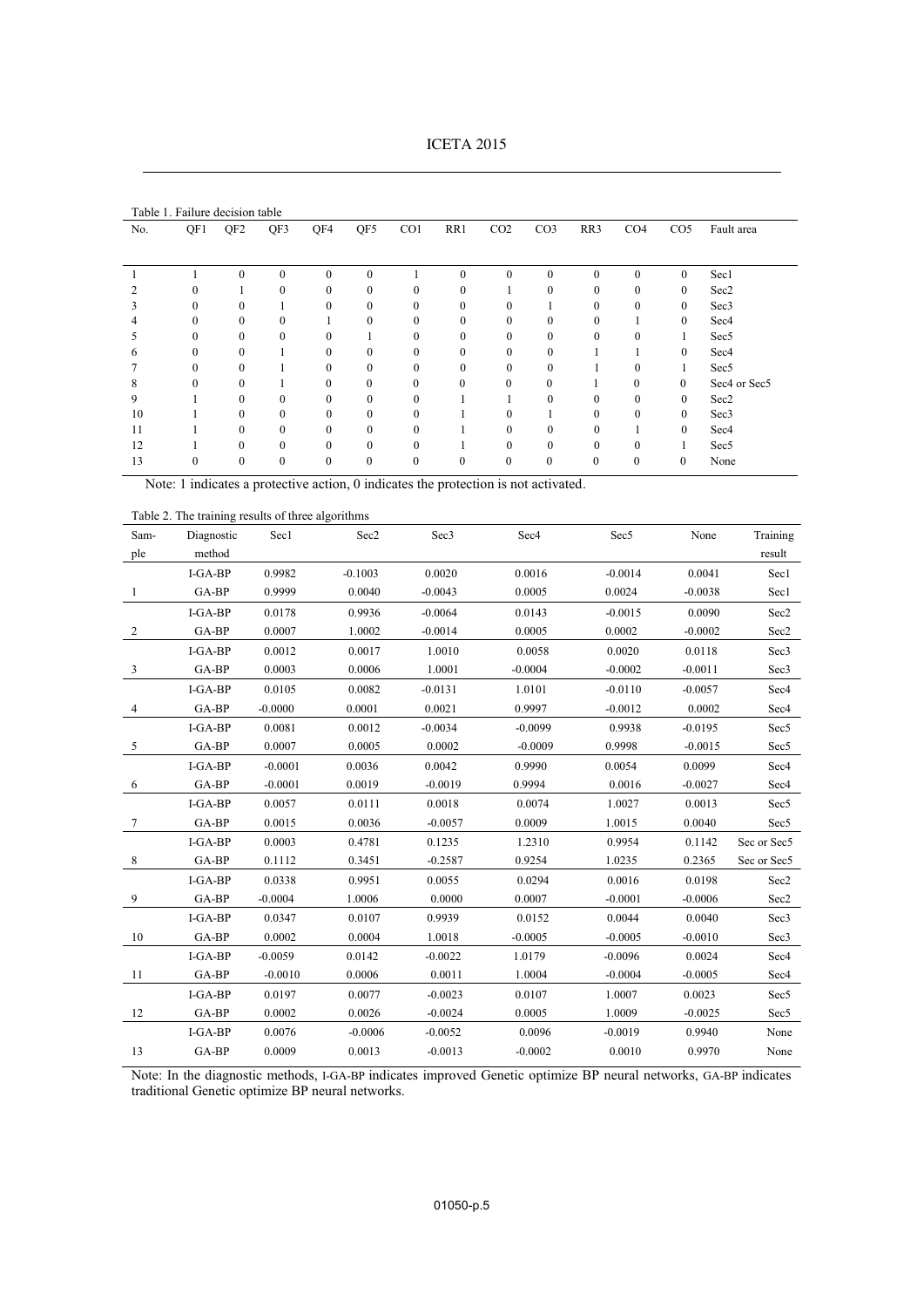Table 1. Failure decision table

| No. | QF1 | QF2 | QF3 | QF4 | QF5 | CO1 | RR1 | CO2 | CO3 | RR3 | CO4 | CO5 | Fault area |
|---|---|---|---|---|---|---|---|---|---|---|---|---|---|
| 1 | 1 | 0 | 0 | 0 | 0 | 1 | 0 | 0 | 0 | 0 | 0 | 0 | Sec1 |
| 2 | 0 | 1 | 0 | 0 | 0 | 0 | 0 | 1 | 0 | 0 | 0 | 0 | Sec2 |
| 3 | 0 | 0 | 1 | 0 | 0 | 0 | 0 | 0 | 1 | 0 | 0 | 0 | Sec3 |
| 4 | 0 | 0 | 0 | 1 | 0 | 0 | 0 | 0 | 0 | 0 | 1 | 0 | Sec4 |
| 5 | 0 | 0 | 0 | 0 | 1 | 0 | 0 | 0 | 0 | 0 | 0 | 1 | Sec5 |
| 6 | 0 | 0 | 1 | 0 | 0 | 0 | 0 | 0 | 0 | 1 | 1 | 0 | Sec4 |
| 7 | 0 | 0 | 1 | 0 | 0 | 0 | 0 | 0 | 0 | 1 | 0 | 1 | Sec5 |
| 8 | 0 | 0 | 1 | 0 | 0 | 0 | 0 | 0 | 0 | 1 | 0 | 0 | Sec4 or Sec5 |
| 9 | 1 | 0 | 0 | 0 | 0 | 0 | 1 | 1 | 0 | 0 | 0 | 0 | Sec2 |
| 10 | 1 | 0 | 0 | 0 | 0 | 0 | 1 | 0 | 1 | 0 | 0 | 0 | Sec3 |
| 11 | 1 | 0 | 0 | 0 | 0 | 0 | 1 | 0 | 0 | 0 | 1 | 0 | Sec4 |
| 12 | 1 | 0 | 0 | 0 | 0 | 0 | 1 | 0 | 0 | 0 | 0 | 1 | Sec5 |
| 13 | 0 | 0 | 0 | 0 | 0 | 0 | 0 | 0 | 0 | 0 | 0 | 0 | None |

Note: 1 indicates a protective action, 0 indicates the protection is not activated.

Table 2. The training results of three algorithms

| Sample | Diagnostic method | Sec1 | Sec2 | Sec3 | Sec4 | Sec5 | None | Training result |
|---|---|---|---|---|---|---|---|---|
| 1 | I-GA-BP | 0.9982 | -0.1003 | 0.0020 | 0.0016 | -0.0014 | 0.0041 | Sec1 |
| | GA-BP | 0.9999 | 0.0040 | -0.0043 | 0.0005 | 0.0024 | -0.0038 | Sec1 |
| 2 | I-GA-BP | 0.0178 | 0.9936 | -0.0064 | 0.0143 | -0.0015 | 0.0090 | Sec2 |
| | GA-BP | 0.0007 | 1.0002 | -0.0014 | 0.0005 | 0.0002 | -0.0002 | Sec2 |
| 3 | I-GA-BP | 0.0012 | 0.0017 | 1.0010 | 0.0058 | 0.0020 | 0.0118 | Sec3 |
| | GA-BP | 0.0003 | 0.0006 | 1.0001 | -0.0004 | -0.0002 | -0.0011 | Sec3 |
| 4 | I-GA-BP | 0.0105 | 0.0082 | -0.0131 | 1.0101 | -0.0110 | -0.0057 | Sec4 |
| | GA-BP | -0.0000 | 0.0001 | 0.0021 | 0.9997 | -0.0012 | 0.0002 | Sec4 |
| 5 | I-GA-BP | 0.0081 | 0.0012 | -0.0034 | -0.0099 | 0.9938 | -0.0195 | Sec5 |
| | GA-BP | 0.0007 | 0.0005 | 0.0002 | -0.0009 | 0.9998 | -0.0015 | Sec5 |
| 6 | I-GA-BP | -0.0001 | 0.0036 | 0.0042 | 0.9990 | 0.0054 | 0.0099 | Sec4 |
| | GA-BP | -0.0001 | 0.0019 | -0.0019 | 0.9994 | 0.0016 | -0.0027 | Sec4 |
| 7 | I-GA-BP | 0.0057 | 0.0111 | 0.0018 | 0.0074 | 1.0027 | 0.0013 | Sec5 |
| | GA-BP | 0.0015 | 0.0036 | -0.0057 | 0.0009 | 1.0015 | 0.0040 | Sec5 |
| 8 | I-GA-BP | 0.0003 | 0.4781 | 0.1235 | 1.2310 | 0.9954 | 0.1142 | Sec or Sec5 |
| | GA-BP | 0.1112 | 0.3451 | -0.2587 | 0.9254 | 1.0235 | 0.2365 | Sec or Sec5 |
| 9 | I-GA-BP | 0.0338 | 0.9951 | 0.0055 | 0.0294 | 0.0016 | 0.0198 | Sec2 |
| | GA-BP | -0.0004 | 1.0006 | 0.0000 | 0.0007 | -0.0001 | -0.0006 | Sec2 |
| 10 | I-GA-BP | 0.0347 | 0.0107 | 0.9939 | 0.0152 | 0.0044 | 0.0040 | Sec3 |
| | GA-BP | 0.0002 | 0.0004 | 1.0018 | -0.0005 | -0.0005 | -0.0010 | Sec3 |
| 11 | I-GA-BP | -0.0059 | 0.0142 | -0.0022 | 1.0179 | -0.0096 | 0.0024 | Sec4 |
| | GA-BP | -0.0010 | 0.0006 | 0.0011 | 1.0004 | -0.0004 | -0.0005 | Sec4 |
| 12 | I-GA-BP | 0.0197 | 0.0077 | -0.0023 | 0.0107 | 1.0007 | 0.0023 | Sec5 |
| | GA-BP | 0.0002 | 0.0026 | -0.0024 | 0.0005 | 1.0009 | -0.0025 | Sec5 |
| 13 | I-GA-BP | 0.0076 | -0.0006 | -0.0052 | 0.0096 | -0.0019 | 0.9940 | None |
| | GA-BP | 0.0009 | 0.0013 | -0.0013 | -0.0002 | 0.0010 | 0.9970 | None |

Note: In the diagnostic methods, I-GA-BP indicates improved Genetic optimize BP neural networks, GA-BP indicates traditional Genetic optimize BP neural networks.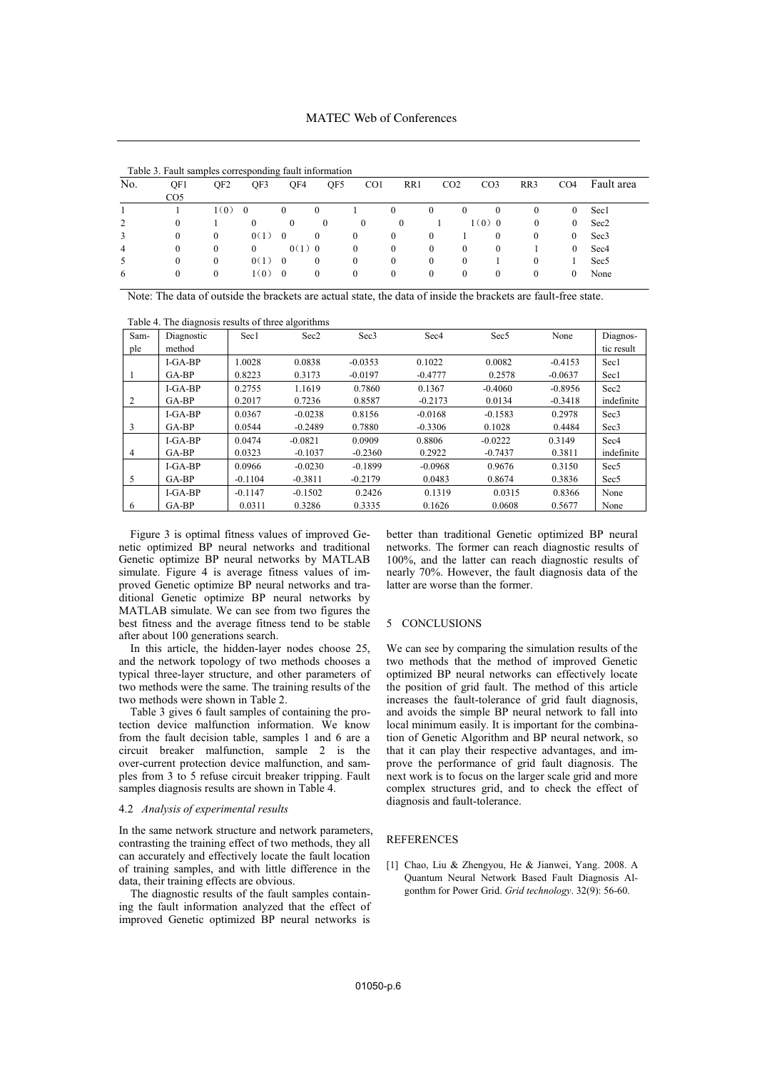Table 3. Fault samples corresponding fault information

| No. | QF1 | QF2 | QF3 | QF4 | QF5 | CO1 | RR1 | CO2 | CO3 | RR3 | CO4 | CO5 | Fault area |
|---|---|---|---|---|---|---|---|---|---|---|---|---|---|
| 1 | 1 | 1（0） | 0 | 0 | 0 | 1 | 0 | 0 | 0 | 0 | 0 | 0 | Sec1 |
| 2 | 0 | 1 | 0 | 0 | 0 | 0 | 0 | 1 | 1（0） | 0 | 0 | 0 | Sec2 |
| 3 | 0 | 0 | 0（1） | 0 | 0 | 0 | 0 | 0 | 1 | 0 | 0 | 0 | Sec3 |
| 4 | 0 | 0 | 0 | 0（1） | 0 | 0 | 0 | 0 | 0 | 0 | 1 | 0 | Sec4 |
| 5 | 0 | 0 | 0（1） | 0 | 0 | 0 | 0 | 0 | 0 | 1 | 0 | 1 | Sec5 |
| 6 | 0 | 0 | 1（0） | 0 | 0 | 0 | 0 | 0 | 0 | 0 | 0 | 0 | None |

Note: The data of outside the brackets are actual state, the data of inside the brackets are fault-free state.

Table 4. The diagnosis results of three algorithms

| Sample | Diagnostic method | Sec1 | Sec2 | Sec3 | Sec4 | Sec5 | None | Diagnostic result |
|---|---|---|---|---|---|---|---|---|
| 1 | I-GA-BP | 1.0028 | 0.0838 | -0.0353 | 0.1022 | 0.0082 | -0.4153 | Sec1 |
| | GA-BP | 0.8223 | 0.3173 | -0.0197 | -0.4777 | 0.2578 | -0.0637 | Sec1 |
| 2 | I-GA-BP | 0.2755 | 1.1619 | 0.7860 | 0.1367 | -0.4060 | -0.8956 | Sec2 |
| | GA-BP | 0.2017 | 0.7236 | 0.8587 | -0.2173 | 0.0134 | -0.3418 | indefinite |
| 3 | I-GA-BP | 0.0367 | -0.0238 | 0.8156 | -0.0168 | -0.1583 | 0.2978 | Sec3 |
| | GA-BP | 0.0544 | -0.2489 | 0.7880 | -0.3306 | 0.1028 | 0.4484 | Sec3 |
| 4 | I-GA-BP | 0.0474 | -0.0821 | 0.0909 | 0.8806 | -0.0222 | 0.3149 | Sec4 |
| | GA-BP | 0.0323 | -0.1037 | -0.2360 | 0.2922 | -0.7437 | 0.3811 | indefinite |
| 5 | I-GA-BP | 0.0966 | -0.0230 | -0.1899 | -0.0968 | 0.9676 | 0.3150 | Sec5 |
| | GA-BP | -0.1104 | -0.3811 | -0.2179 | 0.0483 | 0.8674 | 0.3836 | Sec5 |
| 6 | I-GA-BP | -0.1147 | -0.1502 | 0.2426 | 0.1319 | 0.0315 | 0.8366 | None |
| | GA-BP | 0.0311 | 0.3286 | 0.3335 | 0.1626 | 0.0608 | 0.5677 | None |

Figure 3 is optimal fitness values of improved Genetic optimized BP neural networks and traditional Genetic optimize BP neural networks by MATLAB simulate. Figure 4 is average fitness values of improved Genetic optimize BP neural networks and traditional Genetic optimize BP neural networks by MATLAB simulate. We can see from two figures the best fitness and the average fitness tend to be stable after about 100 generations search.

In this article, the hidden-layer nodes choose 25, and the network topology of two methods chooses a typical three-layer structure, and other parameters of two methods were the same. The training results of the two methods were shown in Table 2.

Table 3 gives 6 fault samples of containing the protection device malfunction information. We know from the fault decision table, samples 1 and 6 are a circuit breaker malfunction, sample 2 is the over-current protection device malfunction, and samples from 3 to 5 refuse circuit breaker tripping. Fault samples diagnosis results are shown in Table 4.

### 4.2 *Analysis of experimental results*

In the same network structure and network parameters, contrasting the training effect of two methods, they all can accurately and effectively locate the fault location of training samples, and with little difference in the data, their training effects are obvious.

The diagnostic results of the fault samples containing the fault information analyzed that the effect of improved Genetic optimized BP neural networks is better than traditional Genetic optimized BP neural networks. The former can reach diagnostic results of 100%, and the latter can reach diagnostic results of nearly 70%. However, the fault diagnosis data of the latter are worse than the former.

## 5 CONCLUSIONS

We can see by comparing the simulation results of the two methods that the method of improved Genetic optimized BP neural networks can effectively locate the position of grid fault. The method of this article increases the fault-tolerance of grid fault diagnosis, and avoids the simple BP neural network to fall into local minimum easily. It is important for the combination of Genetic Algorithm and BP neural network, so that it can play their respective advantages, and improve the performance of grid fault diagnosis. The next work is to focus on the larger scale grid and more complex structures grid, and to check the effect of diagnosis and fault-tolerance.

## REFERENCES

[1] Chao, Liu & Zhengyou, He & Jianwei, Yang. 2008. A Quantum Neural Network Based Fault Diagnosis Algonthm for Power Grid. *Grid technology*. 32(9): 56-60.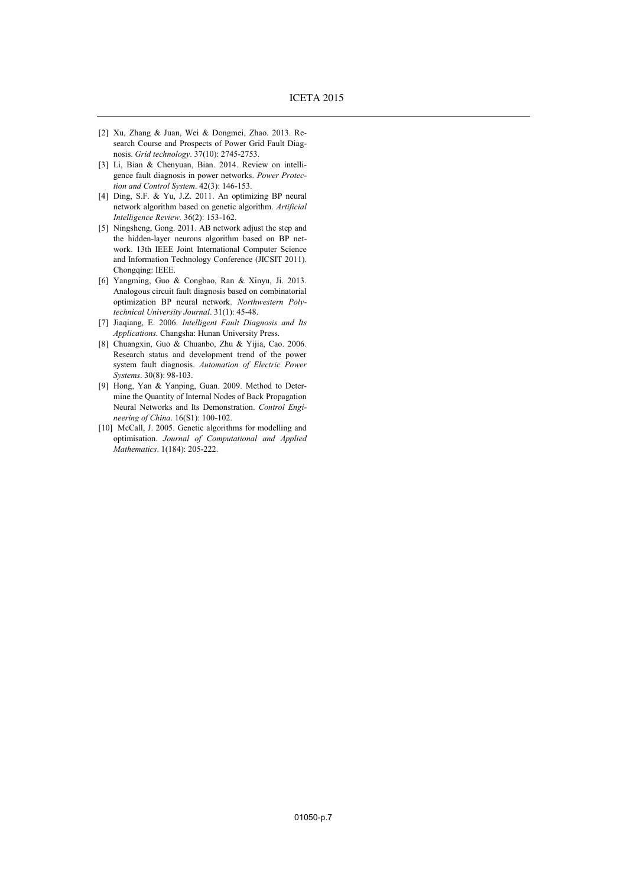[2] Xu, Zhang & Juan, Wei & Dongmei, Zhao. 2013. Research Course and Prospects of Power Grid Fault Diagnosis. *Grid technology*. 37(10): 2745-2753.

[3] Li, Bian & Chenyuan, Bian. 2014. Review on intelligence fault diagnosis in power networks. *Power Protection and Control System*. 42(3): 146-153.

[4] Ding, S.F. & Yu, J.Z. 2011. An optimizing BP neural network algorithm based on genetic algorithm. *Artificial Intelligence Review*. 36(2): 153-162.

[5] Ningsheng, Gong. 2011. AB network adjust the step and the hidden-layer neurons algorithm based on BP network. 13th IEEE Joint International Computer Science and Information Technology Conference (JICSIT 2011). Chongqing: IEEE.

[6] Yangming, Guo & Congbao, Ran & Xinyu, Ji. 2013. Analogous circuit fault diagnosis based on combinatorial optimization BP neural network. *Northwestern Polytechnical University Journal*. 31(1): 45-48.

[7] Jiaqiang, E. 2006. *Intelligent Fault Diagnosis and Its Applications.* Changsha: Hunan University Press.

[8] Chuangxin, Guo & Chuanbo, Zhu & Yijia, Cao. 2006. Research status and development trend of the power system fault diagnosis. *Automation of Electric Power Systems*. 30(8): 98-103.

[9] Hong, Yan & Yanping, Guan. 2009. Method to Determine the Quantity of Internal Nodes of Back Propagation Neural Networks and Its Demonstration. *Control Engineering of China*. 16(S1): 100-102.

[10] McCall, J. 2005. Genetic algorithms for modelling and optimisation. *Journal of Computational and Applied Mathematics*. 1(184): 205-222.